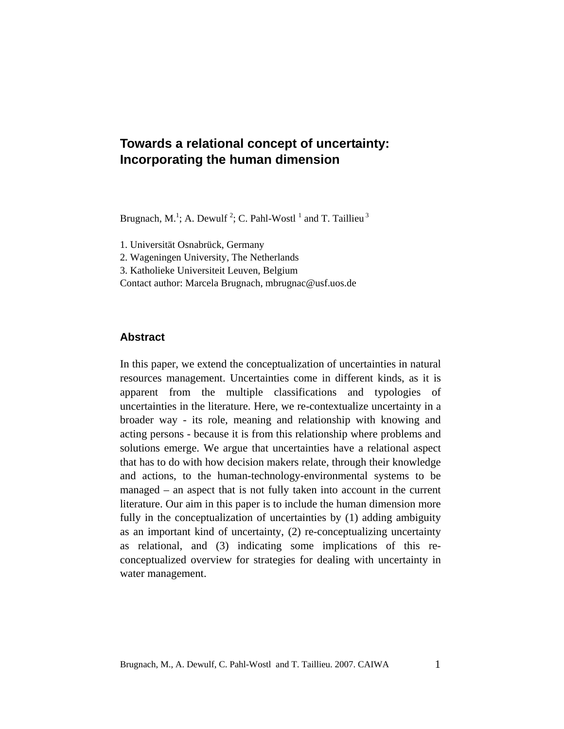# Towards a relational concept of uncertainty: Incorporating the human dimension

Brugnach, M.[1]; A. Dewulf [2]; C. Pahl-Wostl [1] and T. Taillieu [3]

1. Universität Osnabrück, Germany
2. Wageningen University, The Netherlands
3. Katholieke Universiteit Leuven, Belgium

Contact author: Marcela Brugnach, mbrugnac@usf.uos.de

## Abstract

In this paper, we extend the conceptualization of uncertainties in natural resources management. Uncertainties come in different kinds, as it is apparent from the multiple classifications and typologies of uncertainties in the literature. Here, we re-contextualize uncertainty in a broader way - its role, meaning and relationship with knowing and acting persons - because it is from this relationship where problems and solutions emerge. We argue that uncertainties have a relational aspect that has to do with how decision makers relate, through their knowledge and actions, to the human-technology-environmental systems to be managed – an aspect that is not fully taken into account in the current literature. Our aim in this paper is to include the human dimension more fully in the conceptualization of uncertainties by (1) adding ambiguity as an important kind of uncertainty, (2) re-conceptualizing uncertainty as relational, and (3) indicating some implications of this re-conceptualized overview for strategies for dealing with uncertainty in water management.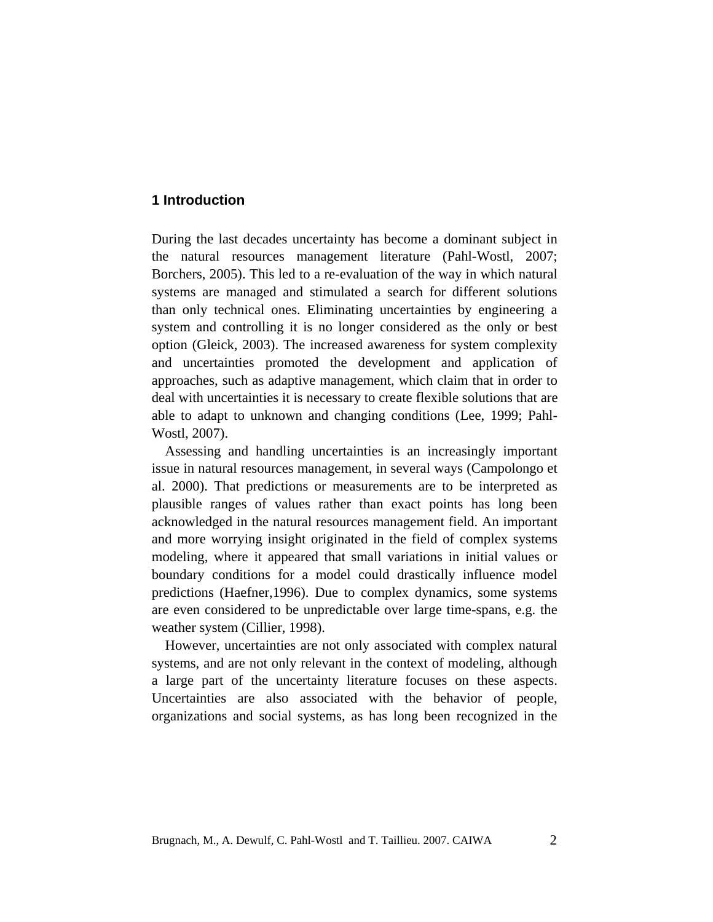## 1 Introduction

During the last decades uncertainty has become a dominant subject in the natural resources management literature (Pahl-Wostl, 2007; Borchers, 2005). This led to a re-evaluation of the way in which natural systems are managed and stimulated a search for different solutions than only technical ones. Eliminating uncertainties by engineering a system and controlling it is no longer considered as the only or best option (Gleick, 2003). The increased awareness for system complexity and uncertainties promoted the development and application of approaches, such as adaptive management, which claim that in order to deal with uncertainties it is necessary to create flexible solutions that are able to adapt to unknown and changing conditions (Lee, 1999; Pahl-Wostl, 2007).

Assessing and handling uncertainties is an increasingly important issue in natural resources management, in several ways (Campolongo et al. 2000). That predictions or measurements are to be interpreted as plausible ranges of values rather than exact points has long been acknowledged in the natural resources management field. An important and more worrying insight originated in the field of complex systems modeling, where it appeared that small variations in initial values or boundary conditions for a model could drastically influence model predictions (Haefner,1996). Due to complex dynamics, some systems are even considered to be unpredictable over large time-spans, e.g. the weather system (Cillier, 1998).

However, uncertainties are not only associated with complex natural systems, and are not only relevant in the context of modeling, although a large part of the uncertainty literature focuses on these aspects. Uncertainties are also associated with the behavior of people, organizations and social systems, as has long been recognized in the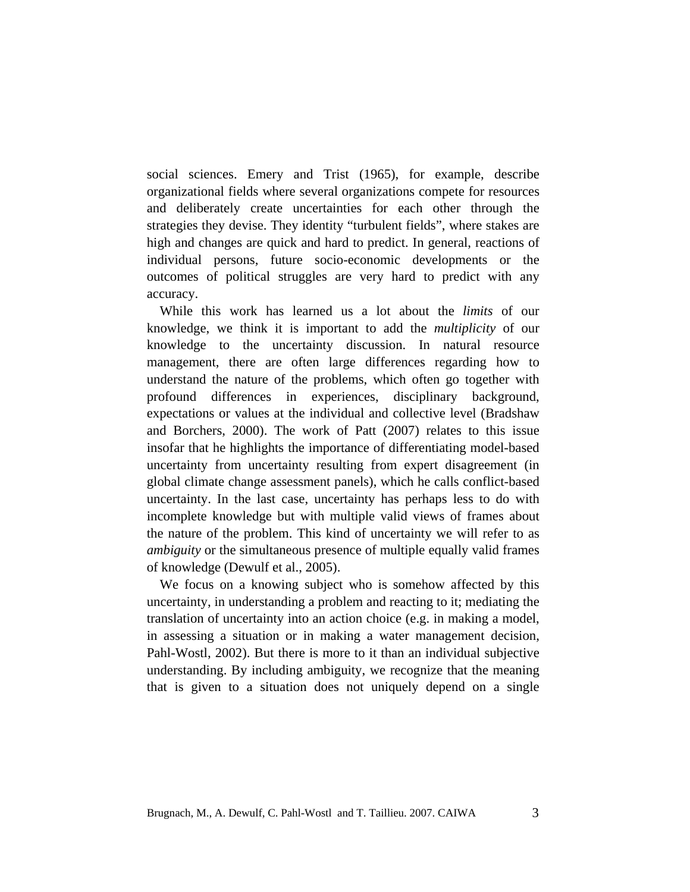social sciences. Emery and Trist (1965), for example, describe organizational fields where several organizations compete for resources and deliberately create uncertainties for each other through the strategies they devise. They identity "turbulent fields", where stakes are high and changes are quick and hard to predict. In general, reactions of individual persons, future socio-economic developments or the outcomes of political struggles are very hard to predict with any accuracy.

While this work has learned us a lot about the *limits* of our knowledge, we think it is important to add the *multiplicity* of our knowledge to the uncertainty discussion. In natural resource management, there are often large differences regarding how to understand the nature of the problems, which often go together with profound differences in experiences, disciplinary background, expectations or values at the individual and collective level (Bradshaw and Borchers, 2000). The work of Patt (2007) relates to this issue insofar that he highlights the importance of differentiating model-based uncertainty from uncertainty resulting from expert disagreement (in global climate change assessment panels), which he calls conflict-based uncertainty. In the last case, uncertainty has perhaps less to do with incomplete knowledge but with multiple valid views of frames about the nature of the problem. This kind of uncertainty we will refer to as *ambiguity* or the simultaneous presence of multiple equally valid frames of knowledge (Dewulf et al., 2005).

We focus on a knowing subject who is somehow affected by this uncertainty, in understanding a problem and reacting to it; mediating the translation of uncertainty into an action choice (e.g. in making a model, in assessing a situation or in making a water management decision, Pahl-Wostl, 2002). But there is more to it than an individual subjective understanding. By including ambiguity, we recognize that the meaning that is given to a situation does not uniquely depend on a single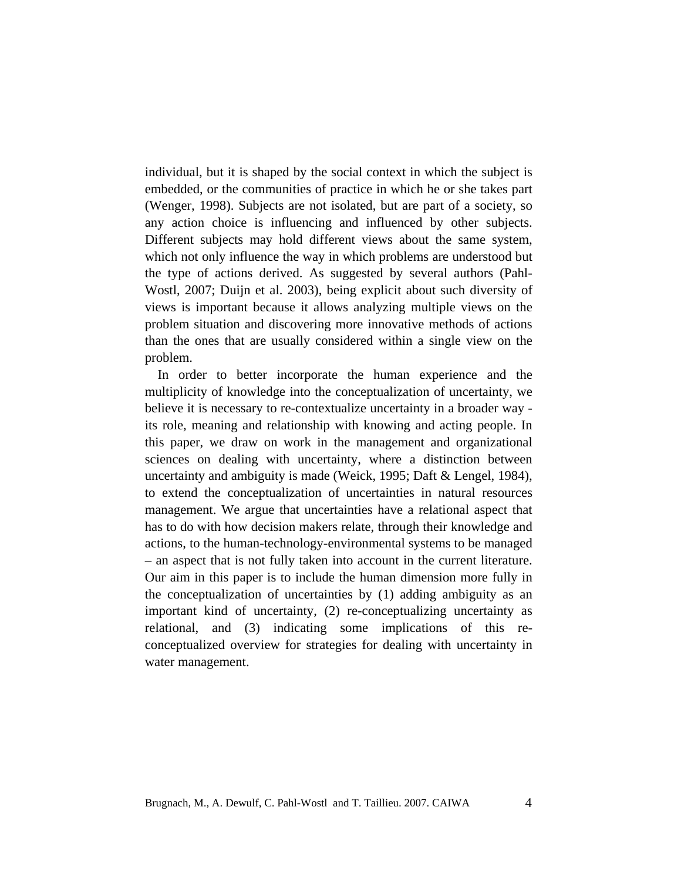individual, but it is shaped by the social context in which the subject is embedded, or the communities of practice in which he or she takes part (Wenger, 1998). Subjects are not isolated, but are part of a society, so any action choice is influencing and influenced by other subjects. Different subjects may hold different views about the same system, which not only influence the way in which problems are understood but the type of actions derived. As suggested by several authors (Pahl-Wostl, 2007; Duijn et al. 2003), being explicit about such diversity of views is important because it allows analyzing multiple views on the problem situation and discovering more innovative methods of actions than the ones that are usually considered within a single view on the problem.

In order to better incorporate the human experience and the multiplicity of knowledge into the conceptualization of uncertainty, we believe it is necessary to re-contextualize uncertainty in a broader way - its role, meaning and relationship with knowing and acting people. In this paper, we draw on work in the management and organizational sciences on dealing with uncertainty, where a distinction between uncertainty and ambiguity is made (Weick, 1995; Daft & Lengel, 1984), to extend the conceptualization of uncertainties in natural resources management. We argue that uncertainties have a relational aspect that has to do with how decision makers relate, through their knowledge and actions, to the human-technology-environmental systems to be managed – an aspect that is not fully taken into account in the current literature. Our aim in this paper is to include the human dimension more fully in the conceptualization of uncertainties by (1) adding ambiguity as an important kind of uncertainty, (2) re-conceptualizing uncertainty as relational, and (3) indicating some implications of this re-conceptualized overview for strategies for dealing with uncertainty in water management.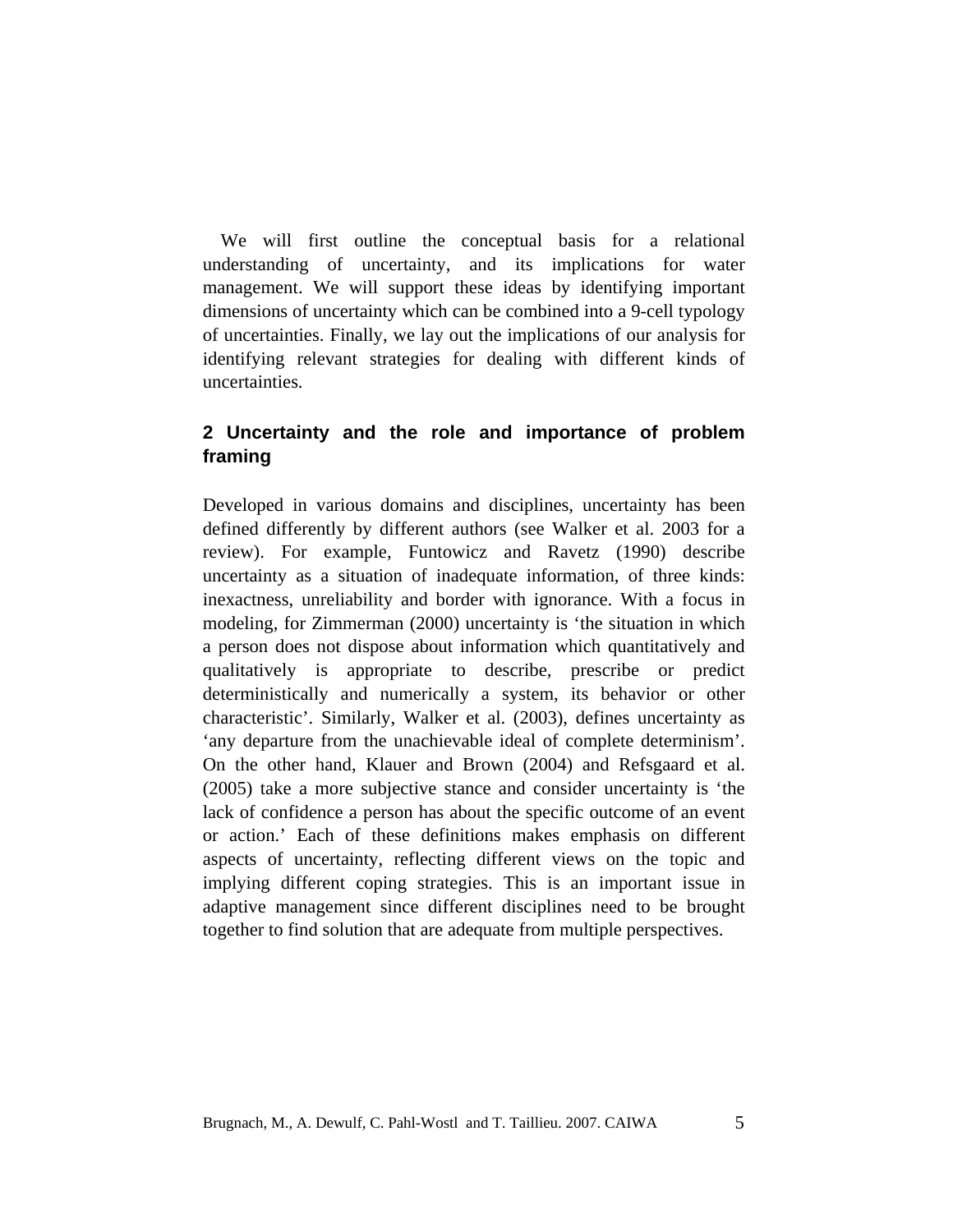We will first outline the conceptual basis for a relational understanding of uncertainty, and its implications for water management. We will support these ideas by identifying important dimensions of uncertainty which can be combined into a 9-cell typology of uncertainties. Finally, we lay out the implications of our analysis for identifying relevant strategies for dealing with different kinds of uncertainties.

## 2 Uncertainty and the role and importance of problem framing

Developed in various domains and disciplines, uncertainty has been defined differently by different authors (see Walker et al. 2003 for a review). For example, Funtowicz and Ravetz (1990) describe uncertainty as a situation of inadequate information, of three kinds: inexactness, unreliability and border with ignorance. With a focus in modeling, for Zimmerman (2000) uncertainty is 'the situation in which a person does not dispose about information which quantitatively and qualitatively is appropriate to describe, prescribe or predict deterministically and numerically a system, its behavior or other characteristic'. Similarly, Walker et al. (2003), defines uncertainty as 'any departure from the unachievable ideal of complete determinism'. On the other hand, Klauer and Brown (2004) and Refsgaard et al. (2005) take a more subjective stance and consider uncertainty is 'the lack of confidence a person has about the specific outcome of an event or action.' Each of these definitions makes emphasis on different aspects of uncertainty, reflecting different views on the topic and implying different coping strategies. This is an important issue in adaptive management since different disciplines need to be brought together to find solution that are adequate from multiple perspectives.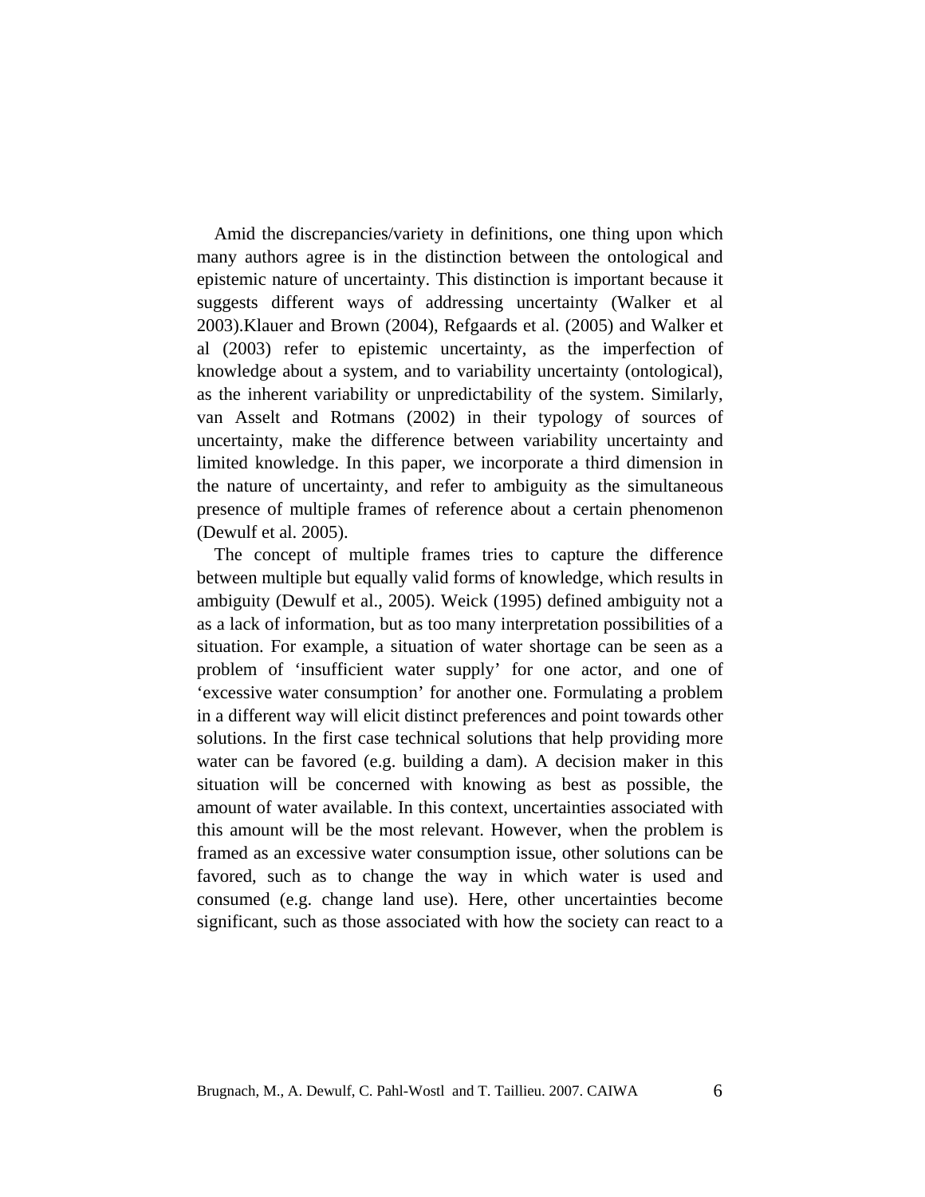Amid the discrepancies/variety in definitions, one thing upon which many authors agree is in the distinction between the ontological and epistemic nature of uncertainty. This distinction is important because it suggests different ways of addressing uncertainty (Walker et al 2003).Klauer and Brown (2004), Refgaards et al. (2005) and Walker et al (2003) refer to epistemic uncertainty, as the imperfection of knowledge about a system, and to variability uncertainty (ontological), as the inherent variability or unpredictability of the system. Similarly, van Asselt and Rotmans (2002) in their typology of sources of uncertainty, make the difference between variability uncertainty and limited knowledge. In this paper, we incorporate a third dimension in the nature of uncertainty, and refer to ambiguity as the simultaneous presence of multiple frames of reference about a certain phenomenon (Dewulf et al. 2005).

The concept of multiple frames tries to capture the difference between multiple but equally valid forms of knowledge, which results in ambiguity (Dewulf et al., 2005). Weick (1995) defined ambiguity not a as a lack of information, but as too many interpretation possibilities of a situation. For example, a situation of water shortage can be seen as a problem of 'insufficient water supply' for one actor, and one of 'excessive water consumption' for another one. Formulating a problem in a different way will elicit distinct preferences and point towards other solutions. In the first case technical solutions that help providing more water can be favored (e.g. building a dam). A decision maker in this situation will be concerned with knowing as best as possible, the amount of water available. In this context, uncertainties associated with this amount will be the most relevant. However, when the problem is framed as an excessive water consumption issue, other solutions can be favored, such as to change the way in which water is used and consumed (e.g. change land use). Here, other uncertainties become significant, such as those associated with how the society can react to a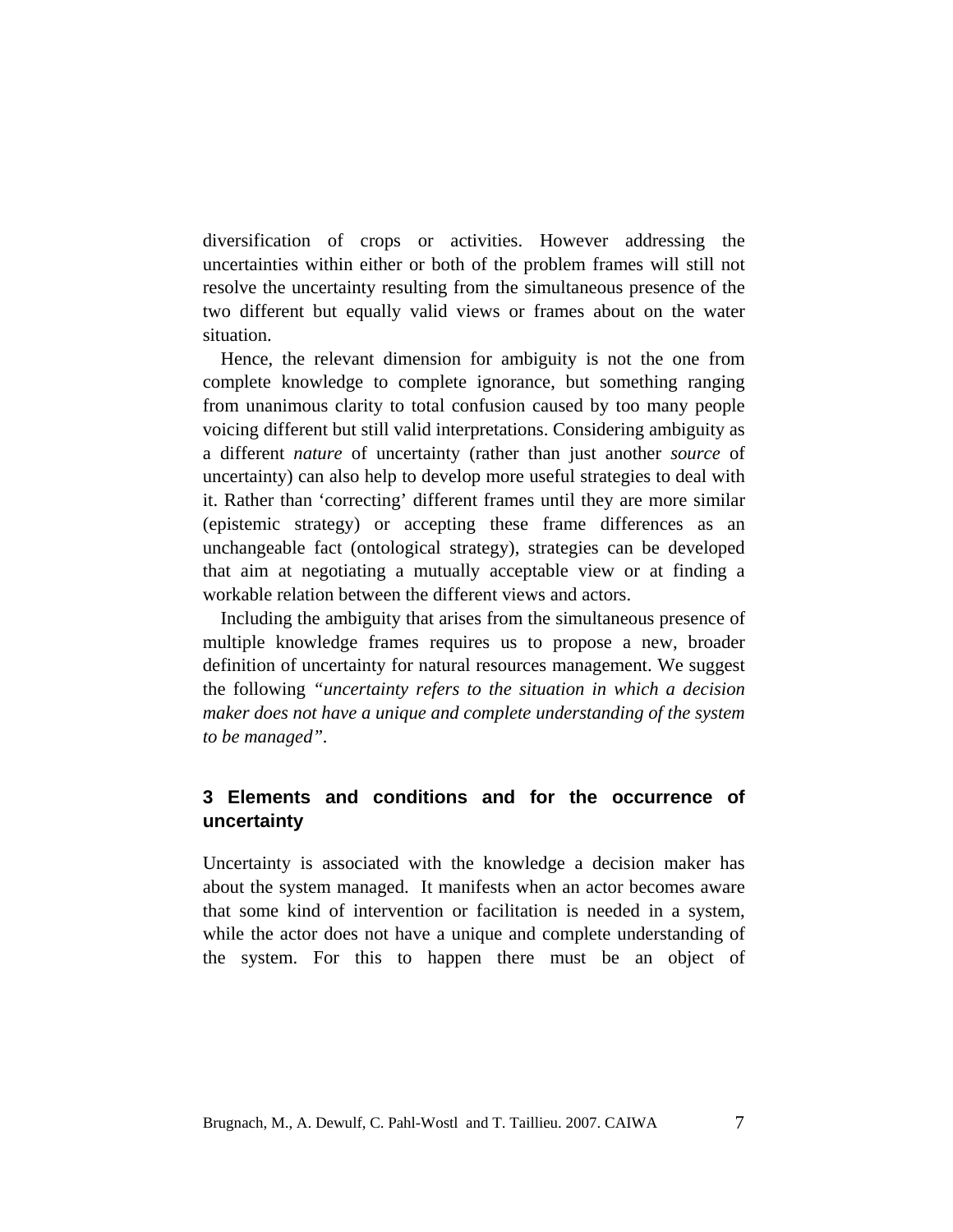diversification of crops or activities. However addressing the uncertainties within either or both of the problem frames will still not resolve the uncertainty resulting from the simultaneous presence of the two different but equally valid views or frames about on the water situation.

Hence, the relevant dimension for ambiguity is not the one from complete knowledge to complete ignorance, but something ranging from unanimous clarity to total confusion caused by too many people voicing different but still valid interpretations. Considering ambiguity as a different *nature* of uncertainty (rather than just another *source* of uncertainty) can also help to develop more useful strategies to deal with it. Rather than 'correcting' different frames until they are more similar (epistemic strategy) or accepting these frame differences as an unchangeable fact (ontological strategy), strategies can be developed that aim at negotiating a mutually acceptable view or at finding a workable relation between the different views and actors.

Including the ambiguity that arises from the simultaneous presence of multiple knowledge frames requires us to propose a new, broader definition of uncertainty for natural resources management. We suggest the following *"uncertainty refers to the situation in which a decision maker does not have a unique and complete understanding of the system to be managed"*.

## 3 Elements and conditions and for the occurrence of uncertainty

Uncertainty is associated with the knowledge a decision maker has about the system managed. It manifests when an actor becomes aware that some kind of intervention or facilitation is needed in a system, while the actor does not have a unique and complete understanding of the system. For this to happen there must be an object of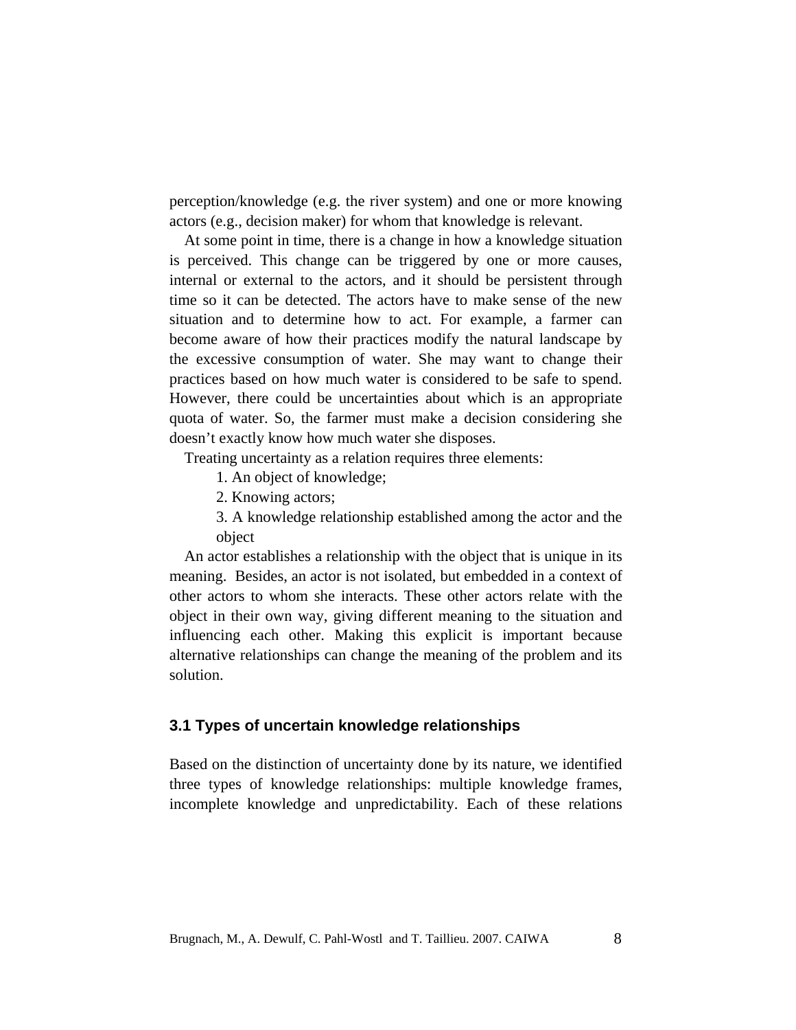perception/knowledge (e.g. the river system) and one or more knowing actors (e.g., decision maker) for whom that knowledge is relevant.

At some point in time, there is a change in how a knowledge situation is perceived. This change can be triggered by one or more causes, internal or external to the actors, and it should be persistent through time so it can be detected. The actors have to make sense of the new situation and to determine how to act. For example, a farmer can become aware of how their practices modify the natural landscape by the excessive consumption of water. She may want to change their practices based on how much water is considered to be safe to spend. However, there could be uncertainties about which is an appropriate quota of water. So, the farmer must make a decision considering she doesn't exactly know how much water she disposes.

Treating uncertainty as a relation requires three elements:

1. An object of knowledge;
2. Knowing actors;
3. A knowledge relationship established among the actor and the object

An actor establishes a relationship with the object that is unique in its meaning. Besides, an actor is not isolated, but embedded in a context of other actors to whom she interacts. These other actors relate with the object in their own way, giving different meaning to the situation and influencing each other. Making this explicit is important because alternative relationships can change the meaning of the problem and its solution.

### 3.1 Types of uncertain knowledge relationships

Based on the distinction of uncertainty done by its nature, we identified three types of knowledge relationships: multiple knowledge frames, incomplete knowledge and unpredictability. Each of these relations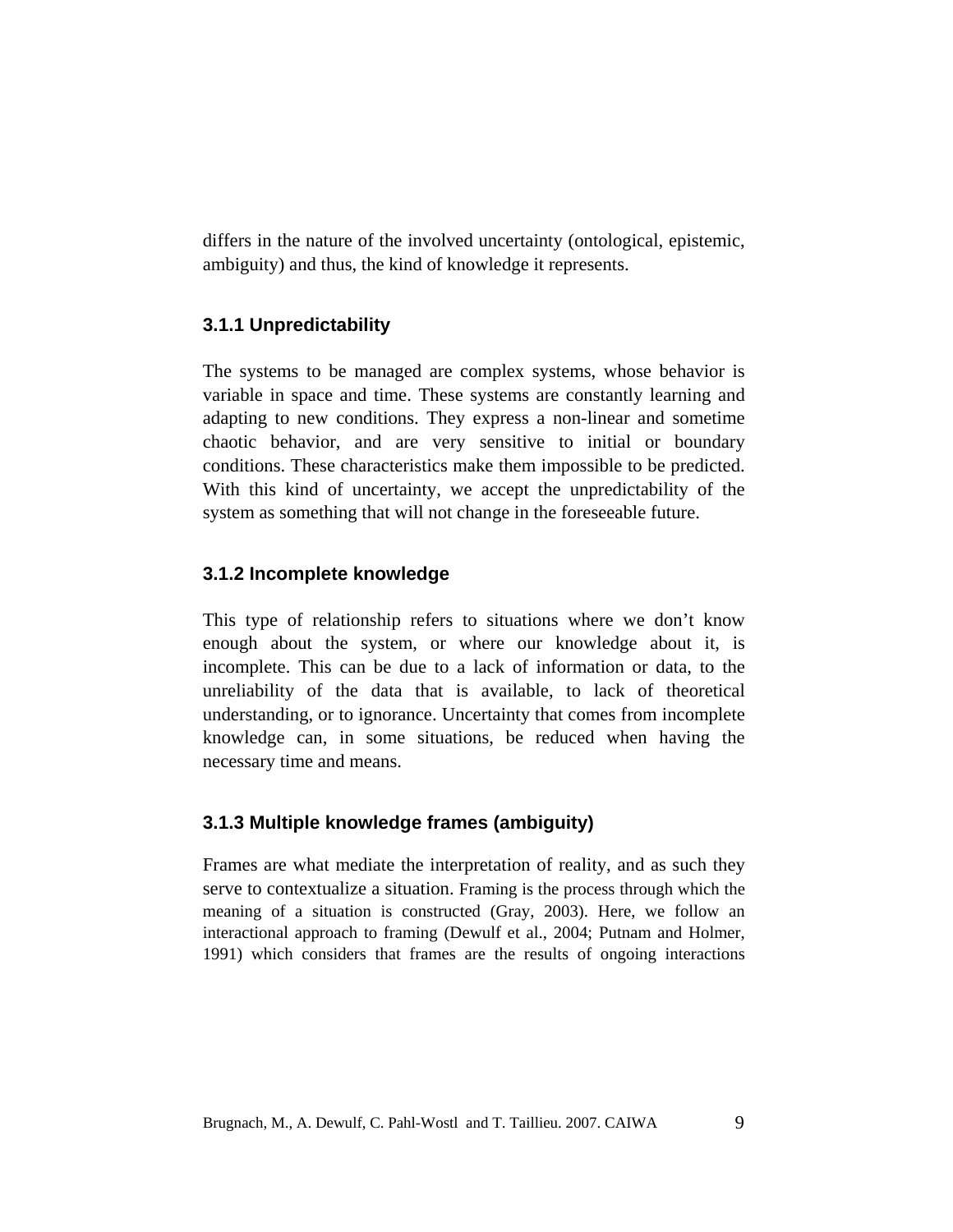differs in the nature of the involved uncertainty (ontological, epistemic, ambiguity) and thus, the kind of knowledge it represents.

### 3.1.1 Unpredictability

The systems to be managed are complex systems, whose behavior is variable in space and time. These systems are constantly learning and adapting to new conditions. They express a non-linear and sometime chaotic behavior, and are very sensitive to initial or boundary conditions. These characteristics make them impossible to be predicted. With this kind of uncertainty, we accept the unpredictability of the system as something that will not change in the foreseeable future.

### 3.1.2 Incomplete knowledge

This type of relationship refers to situations where we don't know enough about the system, or where our knowledge about it, is incomplete. This can be due to a lack of information or data, to the unreliability of the data that is available, to lack of theoretical understanding, or to ignorance. Uncertainty that comes from incomplete knowledge can, in some situations, be reduced when having the necessary time and means.

### 3.1.3 Multiple knowledge frames (ambiguity)

Frames are what mediate the interpretation of reality, and as such they serve to contextualize a situation. Framing is the process through which the meaning of a situation is constructed (Gray, 2003). Here, we follow an interactional approach to framing (Dewulf et al., 2004; Putnam and Holmer, 1991) which considers that frames are the results of ongoing interactions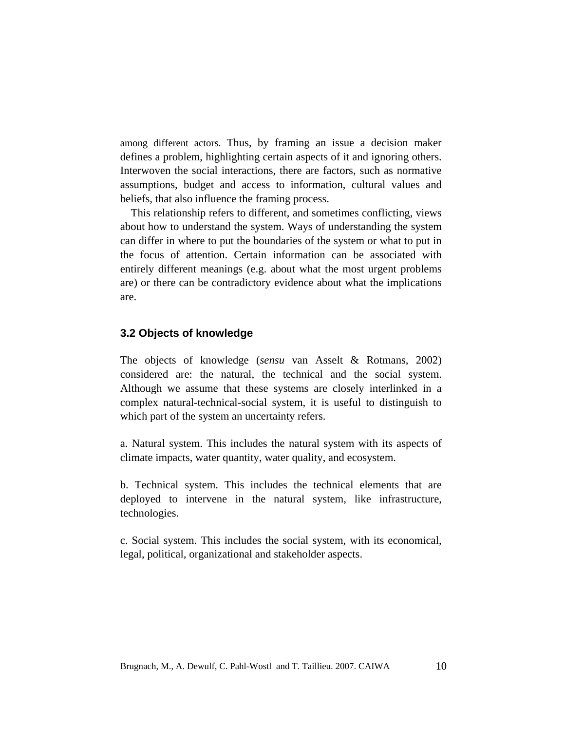among different actors. Thus, by framing an issue a decision maker defines a problem, highlighting certain aspects of it and ignoring others. Interwoven the social interactions, there are factors, such as normative assumptions, budget and access to information, cultural values and beliefs, that also influence the framing process.

This relationship refers to different, and sometimes conflicting, views about how to understand the system. Ways of understanding the system can differ in where to put the boundaries of the system or what to put in the focus of attention. Certain information can be associated with entirely different meanings (e.g. about what the most urgent problems are) or there can be contradictory evidence about what the implications are.

### 3.2 Objects of knowledge

The objects of knowledge (*sensu* van Asselt & Rotmans, 2002) considered are: the natural, the technical and the social system. Although we assume that these systems are closely interlinked in a complex natural-technical-social system, it is useful to distinguish to which part of the system an uncertainty refers.

a. Natural system. This includes the natural system with its aspects of climate impacts, water quantity, water quality, and ecosystem.

b. Technical system. This includes the technical elements that are deployed to intervene in the natural system, like infrastructure, technologies.

c. Social system. This includes the social system, with its economical, legal, political, organizational and stakeholder aspects.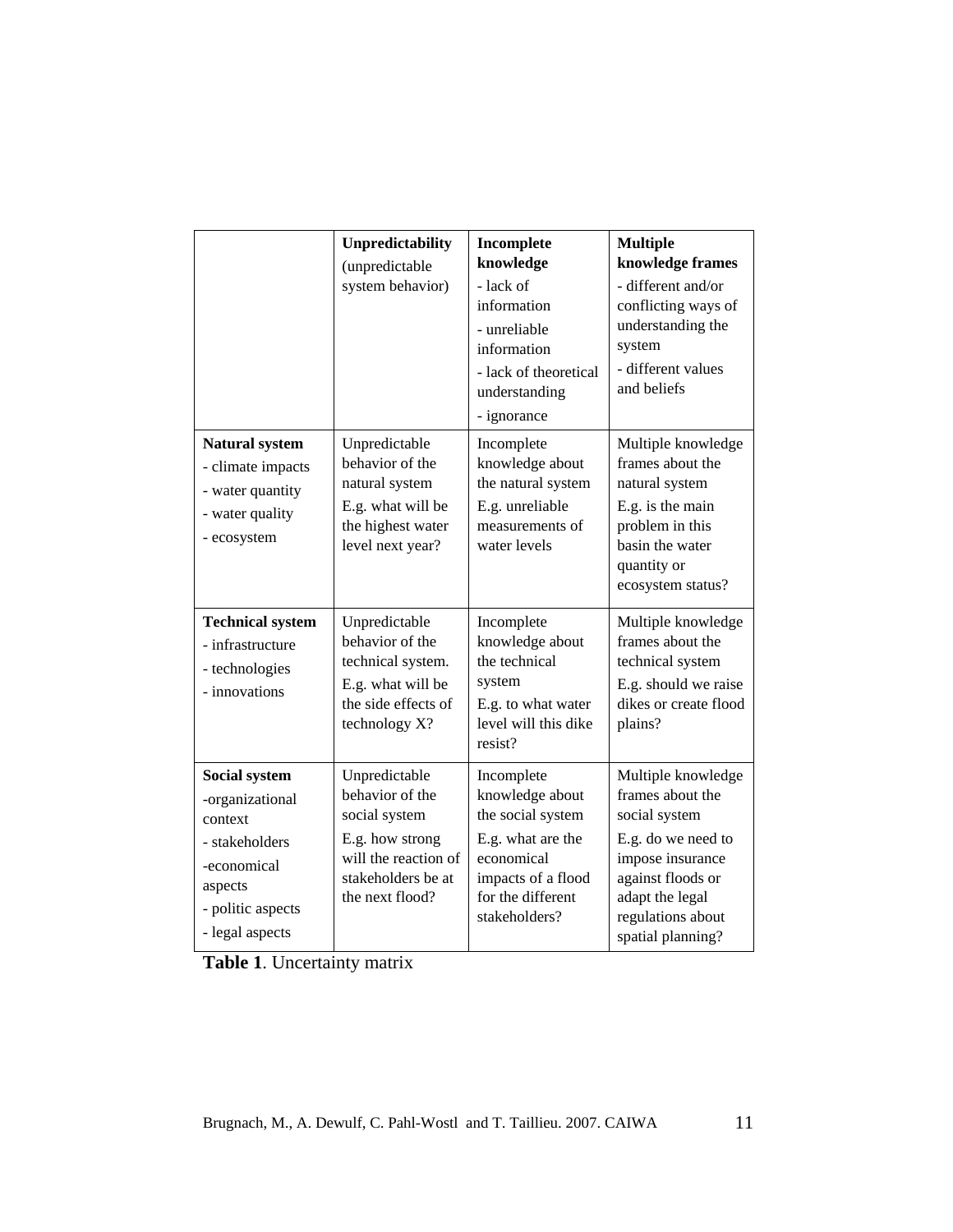| | **Unpredictability** (unpredictable system behavior) | **Incomplete knowledge** - lack of information - unreliable information - lack of theoretical understanding - ignorance | **Multiple knowledge frames** - different and/or conflicting ways of understanding the system - different values and beliefs |
|---|---|---|---|
| **Natural system** - climate impacts - water quantity - water quality - ecosystem | Unpredictable behavior of the natural system E.g. what will be the highest water level next year? | Incomplete knowledge about the natural system E.g. unreliable measurements of water levels | Multiple knowledge frames about the natural system E.g. is the main problem in this basin the water quantity or ecosystem status? |
| **Technical system** - infrastructure - technologies - innovations | Unpredictable behavior of the technical system. E.g. what will be the side effects of technology X? | Incomplete knowledge about the technical system E.g. to what water level will this dike resist? | Multiple knowledge frames about the technical system E.g. should we raise dikes or create flood plains? |
| **Social system** -organizational context - stakeholders -economical aspects - politic aspects - legal aspects | Unpredictable behavior of the social system E.g. how strong will the reaction of stakeholders be at the next flood? | Incomplete knowledge about the social system E.g. what are the economical impacts of a flood for the different stakeholders? | Multiple knowledge frames about the social system E.g. do we need to impose insurance against floods or adapt the legal regulations about spatial planning? |

**Table 1**. Uncertainty matrix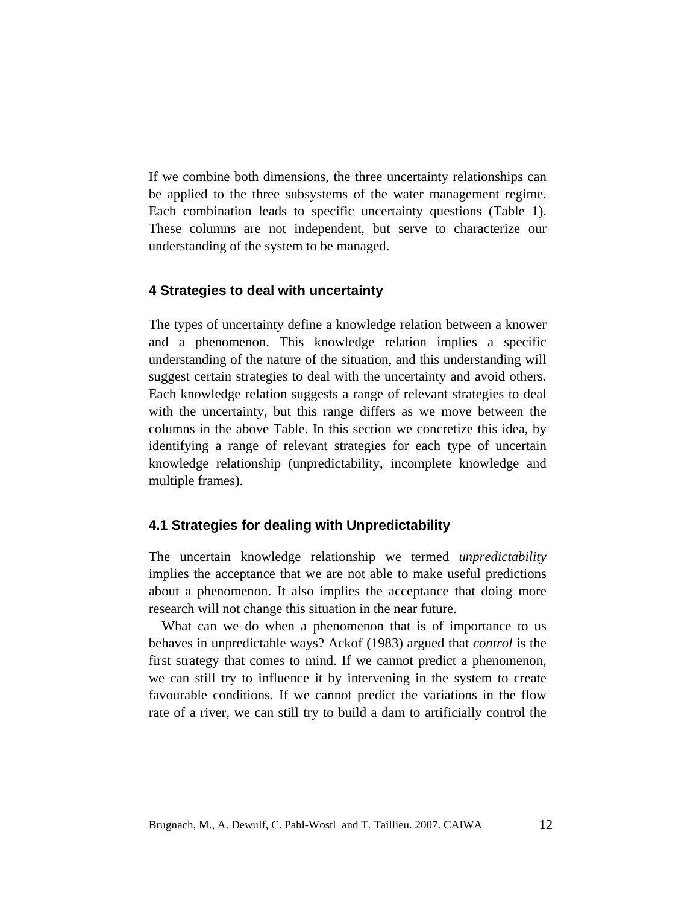If we combine both dimensions, the three uncertainty relationships can be applied to the three subsystems of the water management regime. Each combination leads to specific uncertainty questions (Table 1). These columns are not independent, but serve to characterize our understanding of the system to be managed.

## 4 Strategies to deal with uncertainty

The types of uncertainty define a knowledge relation between a knower and a phenomenon. This knowledge relation implies a specific understanding of the nature of the situation, and this understanding will suggest certain strategies to deal with the uncertainty and avoid others. Each knowledge relation suggests a range of relevant strategies to deal with the uncertainty, but this range differs as we move between the columns in the above Table. In this section we concretize this idea, by identifying a range of relevant strategies for each type of uncertain knowledge relationship (unpredictability, incomplete knowledge and multiple frames).

### 4.1 Strategies for dealing with Unpredictability

The uncertain knowledge relationship we termed *unpredictability* implies the acceptance that we are not able to make useful predictions about a phenomenon. It also implies the acceptance that doing more research will not change this situation in the near future.

What can we do when a phenomenon that is of importance to us behaves in unpredictable ways? Ackof (1983) argued that *control* is the first strategy that comes to mind. If we cannot predict a phenomenon, we can still try to influence it by intervening in the system to create favourable conditions. If we cannot predict the variations in the flow rate of a river, we can still try to build a dam to artificially control the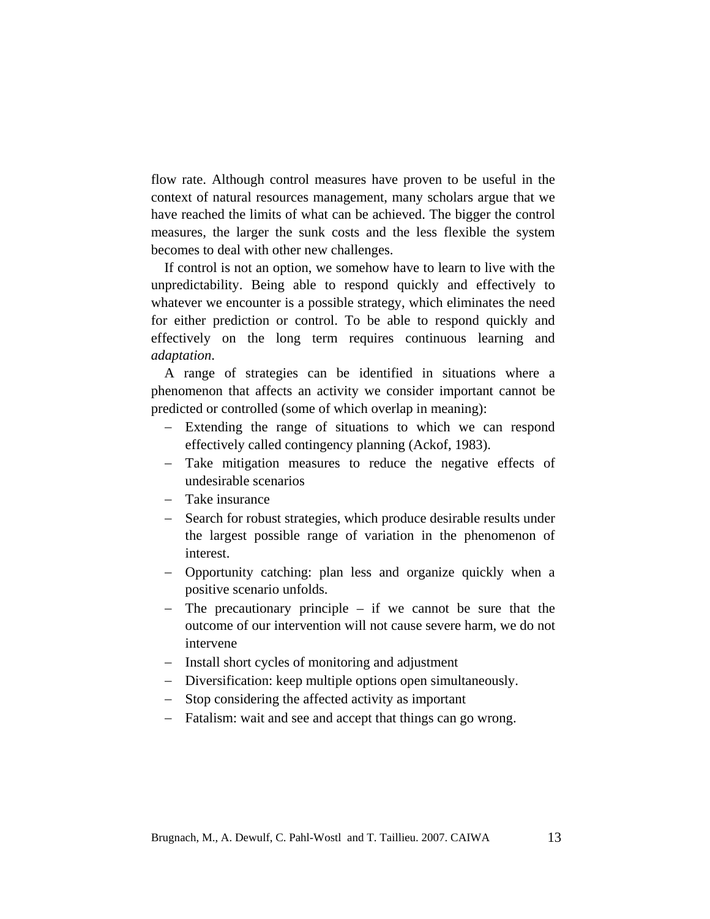flow rate. Although control measures have proven to be useful in the context of natural resources management, many scholars argue that we have reached the limits of what can be achieved. The bigger the control measures, the larger the sunk costs and the less flexible the system becomes to deal with other new challenges.

If control is not an option, we somehow have to learn to live with the unpredictability. Being able to respond quickly and effectively to whatever we encounter is a possible strategy, which eliminates the need for either prediction or control. To be able to respond quickly and effectively on the long term requires continuous learning and *adaptation*.

A range of strategies can be identified in situations where a phenomenon that affects an activity we consider important cannot be predicted or controlled (some of which overlap in meaning):

- Extending the range of situations to which we can respond effectively called contingency planning (Ackof, 1983).
- Take mitigation measures to reduce the negative effects of undesirable scenarios
- Take insurance
- Search for robust strategies, which produce desirable results under the largest possible range of variation in the phenomenon of interest.
- Opportunity catching: plan less and organize quickly when a positive scenario unfolds.
- The precautionary principle – if we cannot be sure that the outcome of our intervention will not cause severe harm, we do not intervene
- Install short cycles of monitoring and adjustment
- Diversification: keep multiple options open simultaneously.
- Stop considering the affected activity as important
- Fatalism: wait and see and accept that things can go wrong.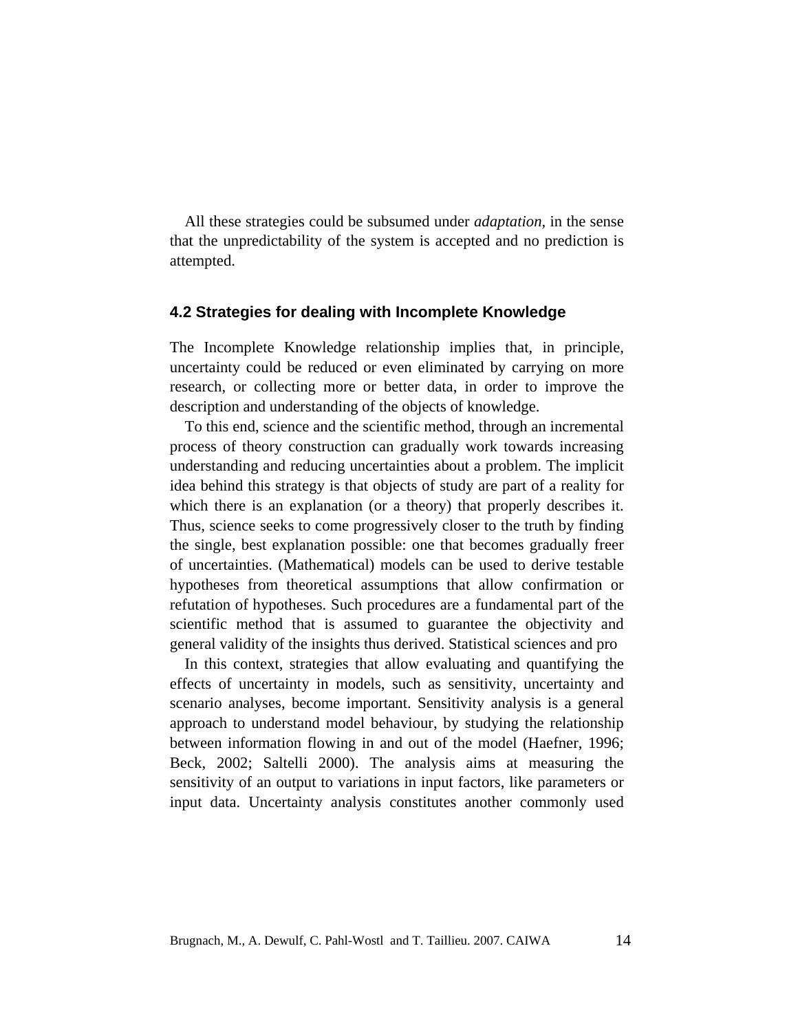All these strategies could be subsumed under *adaptation*, in the sense that the unpredictability of the system is accepted and no prediction is attempted.

### 4.2 Strategies for dealing with Incomplete Knowledge

The Incomplete Knowledge relationship implies that, in principle, uncertainty could be reduced or even eliminated by carrying on more research, or collecting more or better data, in order to improve the description and understanding of the objects of knowledge.

To this end, science and the scientific method, through an incremental process of theory construction can gradually work towards increasing understanding and reducing uncertainties about a problem. The implicit idea behind this strategy is that objects of study are part of a reality for which there is an explanation (or a theory) that properly describes it. Thus, science seeks to come progressively closer to the truth by finding the single, best explanation possible: one that becomes gradually freer of uncertainties. (Mathematical) models can be used to derive testable hypotheses from theoretical assumptions that allow confirmation or refutation of hypotheses. Such procedures are a fundamental part of the scientific method that is assumed to guarantee the objectivity and general validity of the insights thus derived. Statistical sciences and pro

In this context, strategies that allow evaluating and quantifying the effects of uncertainty in models, such as sensitivity, uncertainty and scenario analyses, become important. Sensitivity analysis is a general approach to understand model behaviour, by studying the relationship between information flowing in and out of the model (Haefner, 1996; Beck, 2002; Saltelli 2000). The analysis aims at measuring the sensitivity of an output to variations in input factors, like parameters or input data. Uncertainty analysis constitutes another commonly used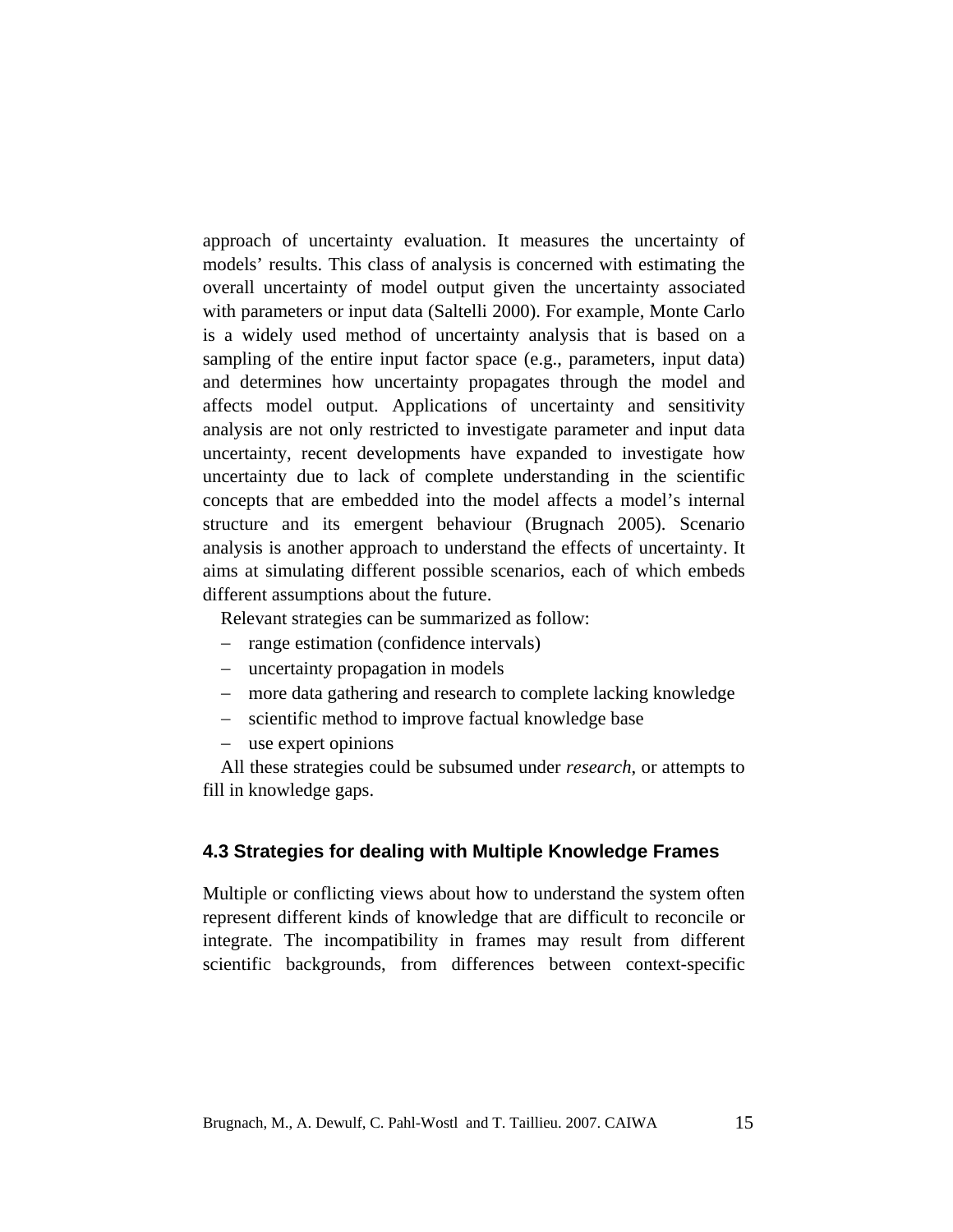approach of uncertainty evaluation. It measures the uncertainty of models' results. This class of analysis is concerned with estimating the overall uncertainty of model output given the uncertainty associated with parameters or input data (Saltelli 2000). For example, Monte Carlo is a widely used method of uncertainty analysis that is based on a sampling of the entire input factor space (e.g., parameters, input data) and determines how uncertainty propagates through the model and affects model output. Applications of uncertainty and sensitivity analysis are not only restricted to investigate parameter and input data uncertainty, recent developments have expanded to investigate how uncertainty due to lack of complete understanding in the scientific concepts that are embedded into the model affects a model's internal structure and its emergent behaviour (Brugnach 2005). Scenario analysis is another approach to understand the effects of uncertainty. It aims at simulating different possible scenarios, each of which embeds different assumptions about the future.

Relevant strategies can be summarized as follow:

- range estimation (confidence intervals)
- uncertainty propagation in models
- more data gathering and research to complete lacking knowledge
- scientific method to improve factual knowledge base
- use expert opinions

All these strategies could be subsumed under *research*, or attempts to fill in knowledge gaps.

### 4.3 Strategies for dealing with Multiple Knowledge Frames

Multiple or conflicting views about how to understand the system often represent different kinds of knowledge that are difficult to reconcile or integrate. The incompatibility in frames may result from different scientific backgrounds, from differences between context-specific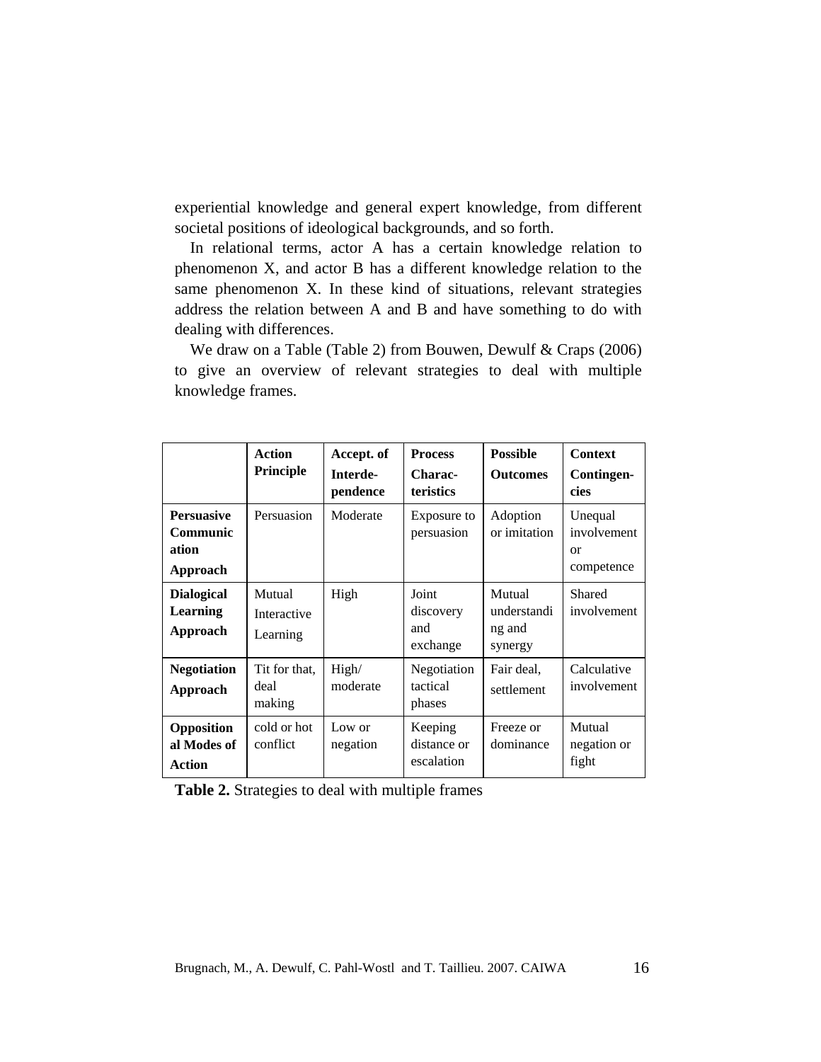experiential knowledge and general expert knowledge, from different societal positions of ideological backgrounds, and so forth.

In relational terms, actor A has a certain knowledge relation to phenomenon X, and actor B has a different knowledge relation to the same phenomenon X. In these kind of situations, relevant strategies address the relation between A and B and have something to do with dealing with differences.

We draw on a Table (Table 2) from Bouwen, Dewulf & Craps (2006) to give an overview of relevant strategies to deal with multiple knowledge frames.

| | **Action Principle** | **Accept. of Interde-pendence** | **Process Charac-teristics** | **Possible Outcomes** | **Context Contingen-cies** |
|---|---|---|---|---|---|
| **Persuasive Communication Approach** | Persuasion | Moderate | Exposure to persuasion | Adoption or imitation | Unequal involvement or competence |
| **Dialogical Learning Approach** | Mutual Interactive Learning | High | Joint discovery and exchange | Mutual understanding and synergy | Shared involvement |
| **Negotiation Approach** | Tit for that, deal making | High/ moderate | Negotiation tactical phases | Fair deal, settlement | Calculative involvement |
| **Oppositional Modes of Action** | cold or hot conflict | Low or negation | Keeping distance or escalation | Freeze or dominance | Mutual negation or fight |

**Table 2.** Strategies to deal with multiple frames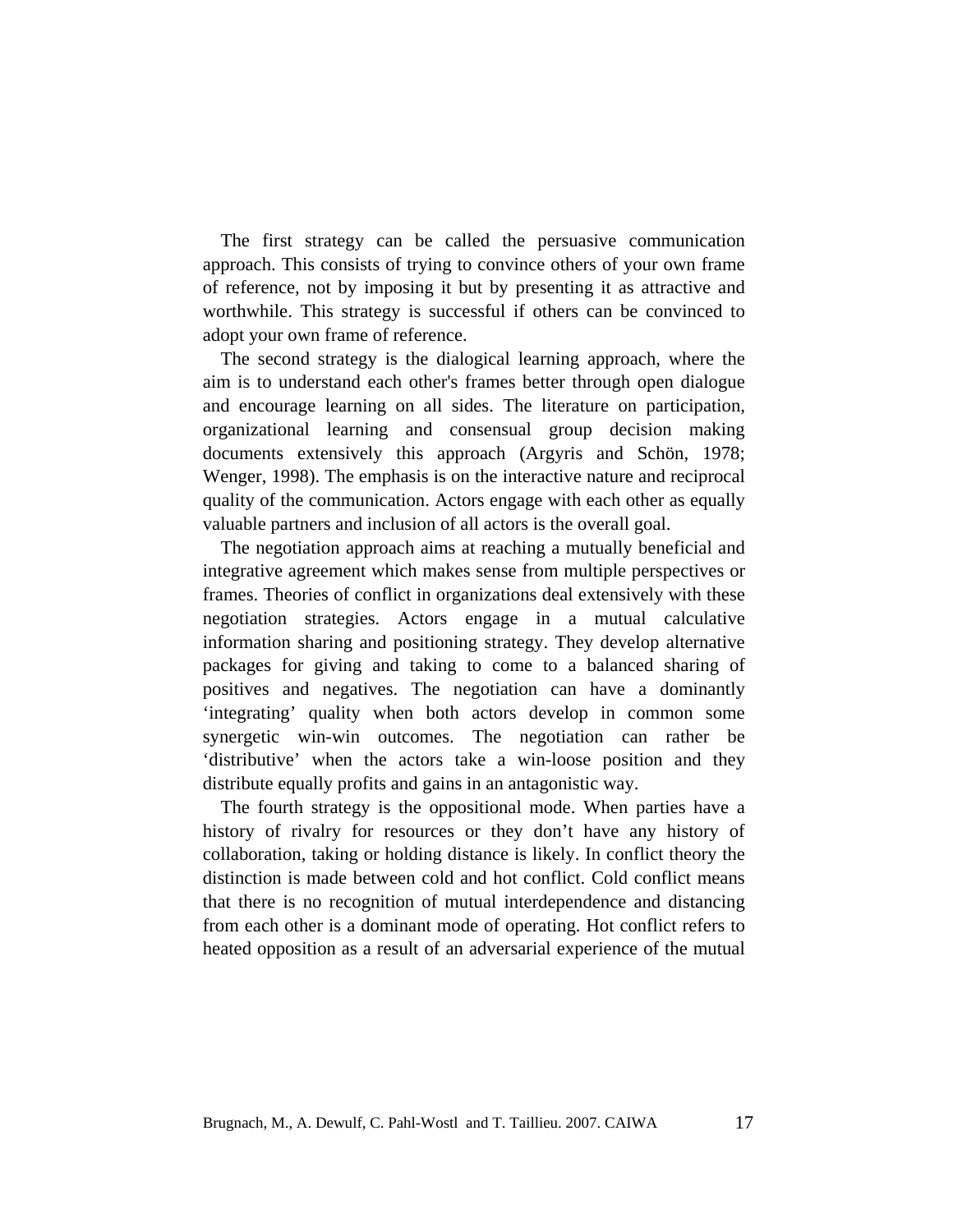The first strategy can be called the persuasive communication approach. This consists of trying to convince others of your own frame of reference, not by imposing it but by presenting it as attractive and worthwhile. This strategy is successful if others can be convinced to adopt your own frame of reference.

The second strategy is the dialogical learning approach, where the aim is to understand each other's frames better through open dialogue and encourage learning on all sides. The literature on participation, organizational learning and consensual group decision making documents extensively this approach (Argyris and Schön, 1978; Wenger, 1998). The emphasis is on the interactive nature and reciprocal quality of the communication. Actors engage with each other as equally valuable partners and inclusion of all actors is the overall goal.

The negotiation approach aims at reaching a mutually beneficial and integrative agreement which makes sense from multiple perspectives or frames. Theories of conflict in organizations deal extensively with these negotiation strategies. Actors engage in a mutual calculative information sharing and positioning strategy. They develop alternative packages for giving and taking to come to a balanced sharing of positives and negatives. The negotiation can have a dominantly 'integrating' quality when both actors develop in common some synergetic win-win outcomes. The negotiation can rather be 'distributive' when the actors take a win-loose position and they distribute equally profits and gains in an antagonistic way.

The fourth strategy is the oppositional mode. When parties have a history of rivalry for resources or they don't have any history of collaboration, taking or holding distance is likely. In conflict theory the distinction is made between cold and hot conflict. Cold conflict means that there is no recognition of mutual interdependence and distancing from each other is a dominant mode of operating. Hot conflict refers to heated opposition as a result of an adversarial experience of the mutual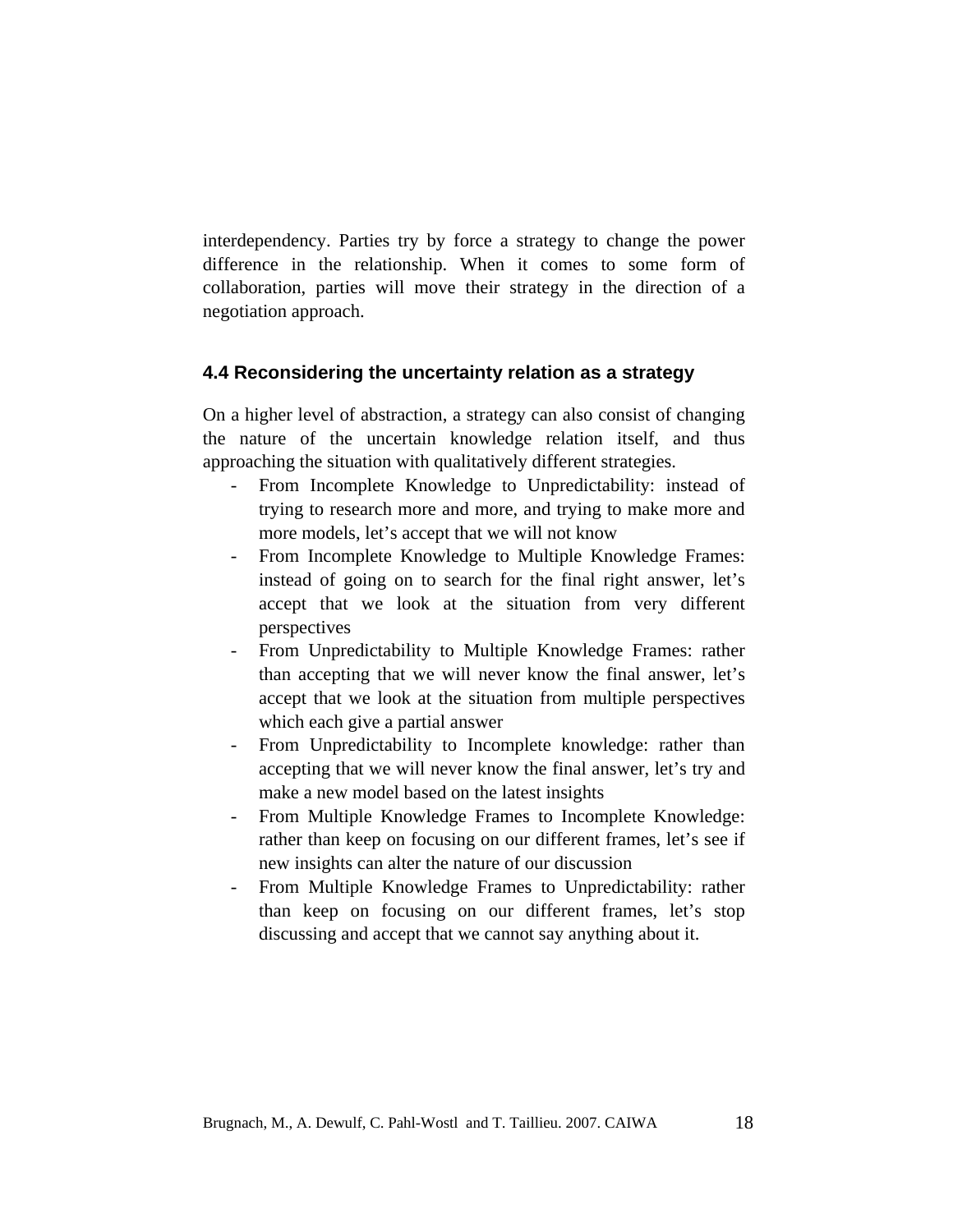interdependency. Parties try by force a strategy to change the power difference in the relationship. When it comes to some form of collaboration, parties will move their strategy in the direction of a negotiation approach.

### 4.4 Reconsidering the uncertainty relation as a strategy

On a higher level of abstraction, a strategy can also consist of changing the nature of the uncertain knowledge relation itself, and thus approaching the situation with qualitatively different strategies.

- From Incomplete Knowledge to Unpredictability: instead of trying to research more and more, and trying to make more and more models, let's accept that we will not know
- From Incomplete Knowledge to Multiple Knowledge Frames: instead of going on to search for the final right answer, let's accept that we look at the situation from very different perspectives
- From Unpredictability to Multiple Knowledge Frames: rather than accepting that we will never know the final answer, let's accept that we look at the situation from multiple perspectives which each give a partial answer
- From Unpredictability to Incomplete knowledge: rather than accepting that we will never know the final answer, let's try and make a new model based on the latest insights
- From Multiple Knowledge Frames to Incomplete Knowledge: rather than keep on focusing on our different frames, let's see if new insights can alter the nature of our discussion
- From Multiple Knowledge Frames to Unpredictability: rather than keep on focusing on our different frames, let's stop discussing and accept that we cannot say anything about it.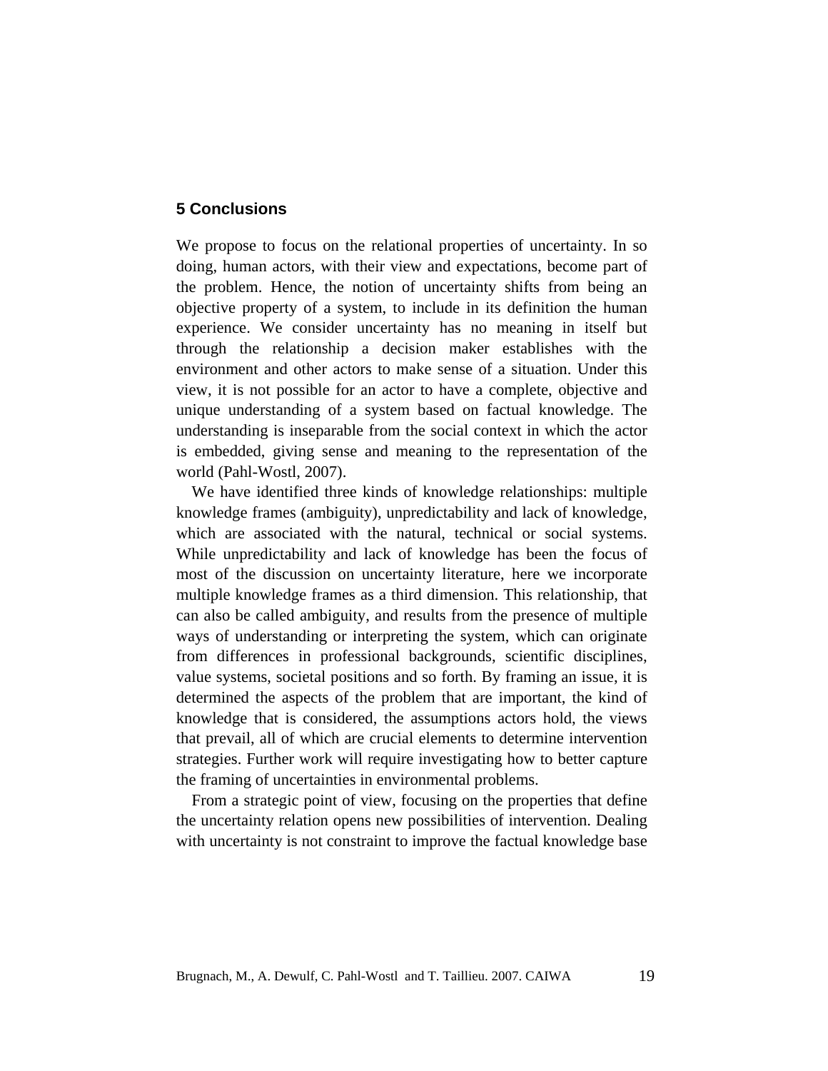## 5 Conclusions

We propose to focus on the relational properties of uncertainty. In so doing, human actors, with their view and expectations, become part of the problem. Hence, the notion of uncertainty shifts from being an objective property of a system, to include in its definition the human experience. We consider uncertainty has no meaning in itself but through the relationship a decision maker establishes with the environment and other actors to make sense of a situation. Under this view, it is not possible for an actor to have a complete, objective and unique understanding of a system based on factual knowledge. The understanding is inseparable from the social context in which the actor is embedded, giving sense and meaning to the representation of the world (Pahl-Wostl, 2007).

We have identified three kinds of knowledge relationships: multiple knowledge frames (ambiguity), unpredictability and lack of knowledge, which are associated with the natural, technical or social systems. While unpredictability and lack of knowledge has been the focus of most of the discussion on uncertainty literature, here we incorporate multiple knowledge frames as a third dimension. This relationship, that can also be called ambiguity, and results from the presence of multiple ways of understanding or interpreting the system, which can originate from differences in professional backgrounds, scientific disciplines, value systems, societal positions and so forth. By framing an issue, it is determined the aspects of the problem that are important, the kind of knowledge that is considered, the assumptions actors hold, the views that prevail, all of which are crucial elements to determine intervention strategies. Further work will require investigating how to better capture the framing of uncertainties in environmental problems.

From a strategic point of view, focusing on the properties that define the uncertainty relation opens new possibilities of intervention. Dealing with uncertainty is not constraint to improve the factual knowledge base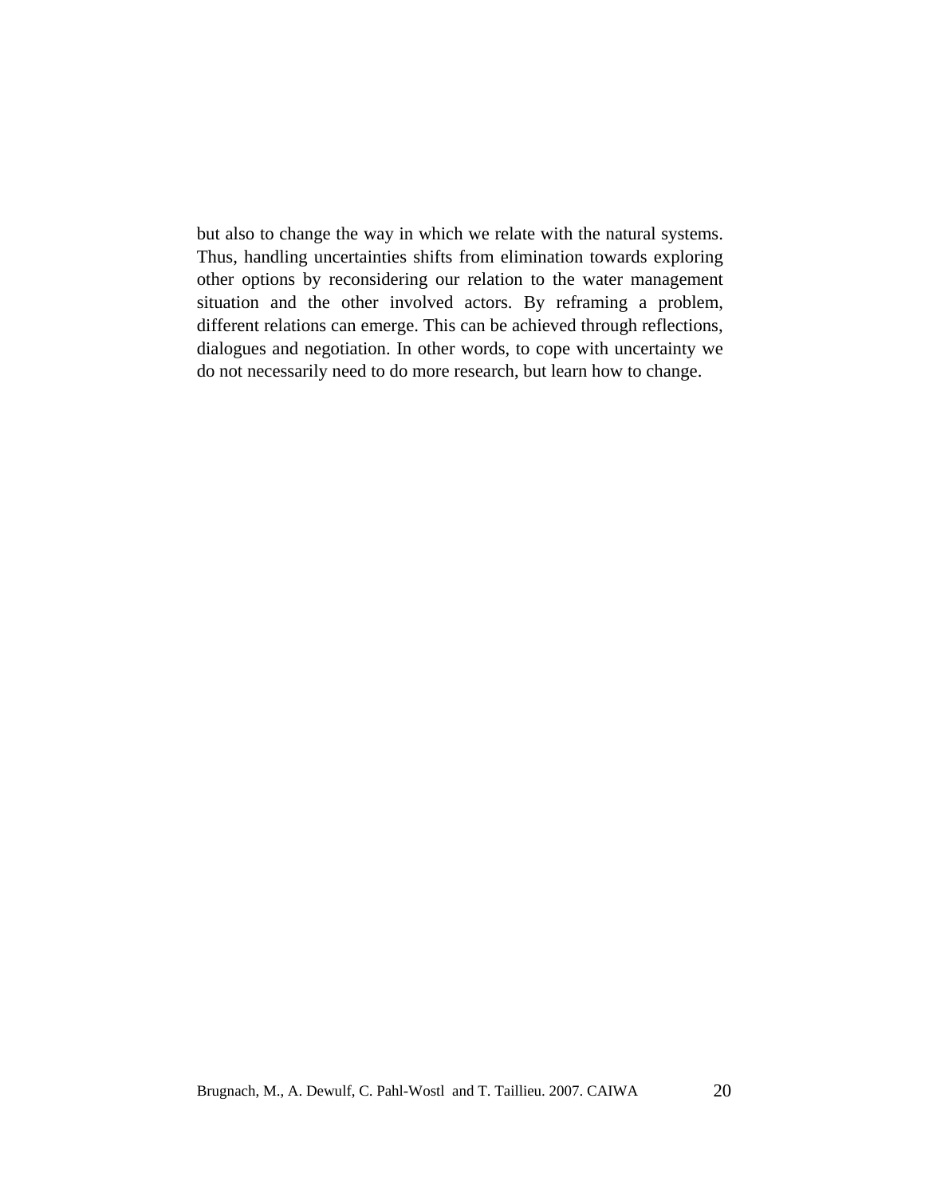but also to change the way in which we relate with the natural systems. Thus, handling uncertainties shifts from elimination towards exploring other options by reconsidering our relation to the water management situation and the other involved actors. By reframing a problem, different relations can emerge. This can be achieved through reflections, dialogues and negotiation. In other words, to cope with uncertainty we do not necessarily need to do more research, but learn how to change.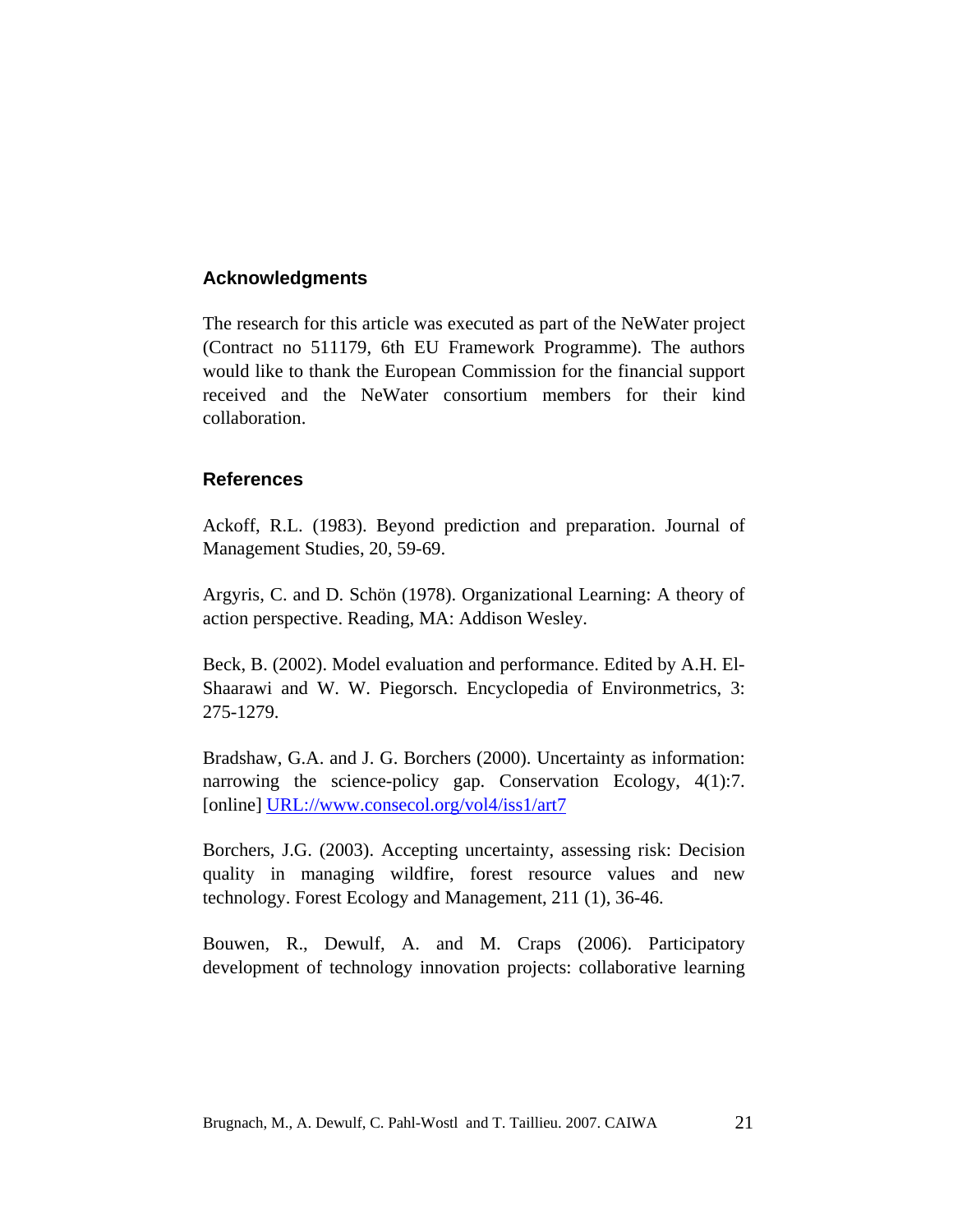## Acknowledgments

The research for this article was executed as part of the NeWater project (Contract no 511179, 6th EU Framework Programme). The authors would like to thank the European Commission for the financial support received and the NeWater consortium members for their kind collaboration.

## References

Ackoff, R.L. (1983). Beyond prediction and preparation. Journal of Management Studies, 20, 59-69.

Argyris, C. and D. Schön (1978). Organizational Learning: A theory of action perspective. Reading, MA: Addison Wesley.

Beck, B. (2002). Model evaluation and performance. Edited by A.H. El-Shaarawi and W. W. Piegorsch. Encyclopedia of Environmetrics, 3: 275-1279.

Bradshaw, G.A. and J. G. Borchers (2000). Uncertainty as information: narrowing the science-policy gap. Conservation Ecology, 4(1):7. [online] URL://www.consecol.org/vol4/iss1/art7

Borchers, J.G. (2003). Accepting uncertainty, assessing risk: Decision quality in managing wildfire, forest resource values and new technology. Forest Ecology and Management, 211 (1), 36-46.

Bouwen, R., Dewulf, A. and M. Craps (2006). Participatory development of technology innovation projects: collaborative learning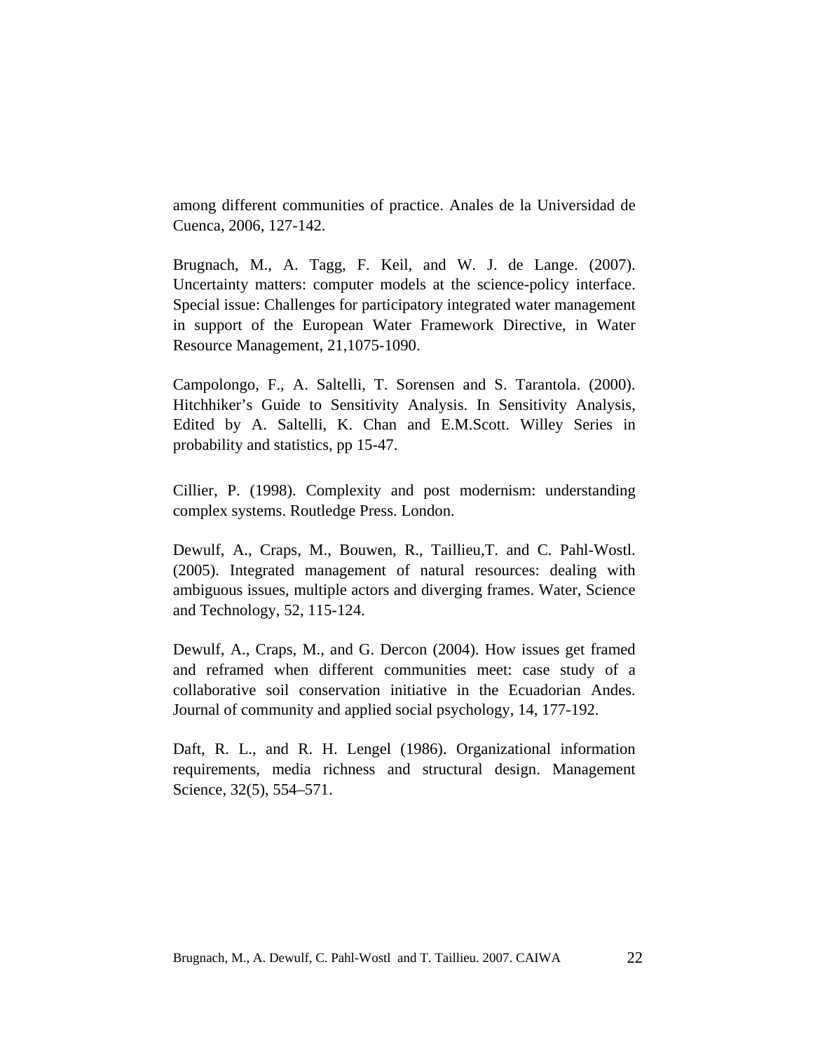among different communities of practice. Anales de la Universidad de Cuenca, 2006, 127-142.

Brugnach, M., A. Tagg, F. Keil, and W. J. de Lange. (2007). Uncertainty matters: computer models at the science-policy interface. Special issue: Challenges for participatory integrated water management in support of the European Water Framework Directive, in Water Resource Management, 21,1075-1090.

Campolongo, F., A. Saltelli, T. Sorensen and S. Tarantola. (2000). Hitchhiker's Guide to Sensitivity Analysis. In Sensitivity Analysis, Edited by A. Saltelli, K. Chan and E.M.Scott. Willey Series in probability and statistics, pp 15-47.

Cillier, P. (1998). Complexity and post modernism: understanding complex systems. Routledge Press. London.

Dewulf, A., Craps, M., Bouwen, R., Taillieu,T. and C. Pahl-Wostl. (2005). Integrated management of natural resources: dealing with ambiguous issues, multiple actors and diverging frames. Water, Science and Technology, 52, 115-124.

Dewulf, A., Craps, M., and G. Dercon (2004). How issues get framed and reframed when different communities meet: case study of a collaborative soil conservation initiative in the Ecuadorian Andes. Journal of community and applied social psychology, 14, 177-192.

Daft, R. L., and R. H. Lengel (1986). Organizational information requirements, media richness and structural design. Management Science, 32(5), 554–571.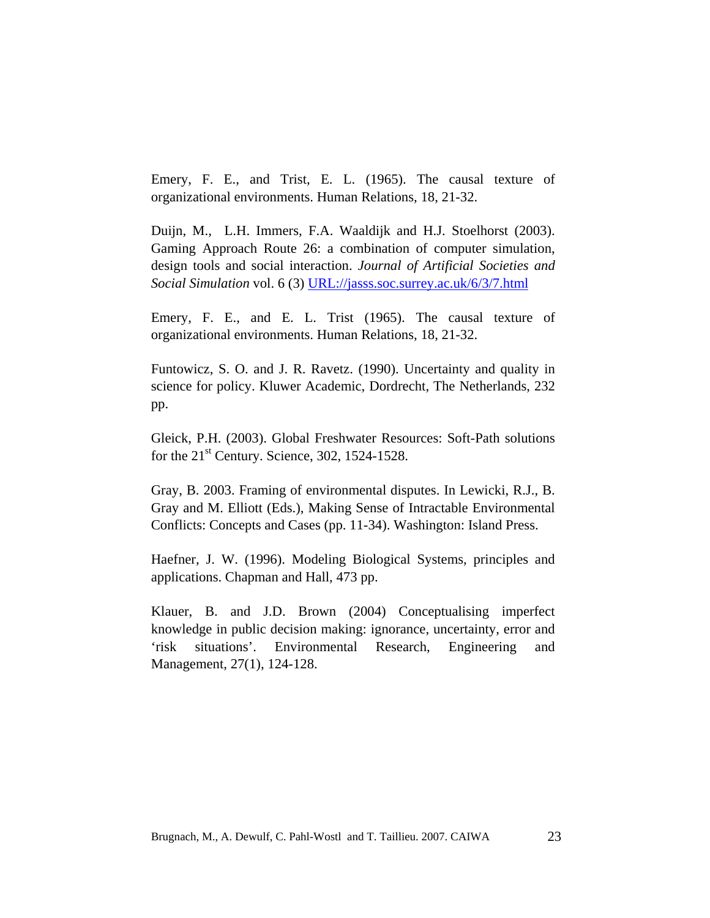Emery, F. E., and Trist, E. L. (1965). The causal texture of organizational environments. Human Relations, 18, 21-32.

Duijn, M., L.H. Immers, F.A. Waaldijk and H.J. Stoelhorst (2003). Gaming Approach Route 26: a combination of computer simulation, design tools and social interaction. *Journal of Artificial Societies and Social Simulation* vol. 6 (3) URL://jasss.soc.surrey.ac.uk/6/3/7.html

Emery, F. E., and E. L. Trist (1965). The causal texture of organizational environments. Human Relations, 18, 21-32.

Funtowicz, S. O. and J. R. Ravetz. (1990). Uncertainty and quality in science for policy. Kluwer Academic, Dordrecht, The Netherlands, 232 pp.

Gleick, P.H. (2003). Global Freshwater Resources: Soft-Path solutions for the 21st Century. Science, 302, 1524-1528.

Gray, B. 2003. Framing of environmental disputes. In Lewicki, R.J., B. Gray and M. Elliott (Eds.), Making Sense of Intractable Environmental Conflicts: Concepts and Cases (pp. 11-34). Washington: Island Press.

Haefner, J. W. (1996). Modeling Biological Systems, principles and applications. Chapman and Hall, 473 pp.

Klauer, B. and J.D. Brown (2004) Conceptualising imperfect knowledge in public decision making: ignorance, uncertainty, error and 'risk situations'. Environmental Research, Engineering and Management, 27(1), 124-128.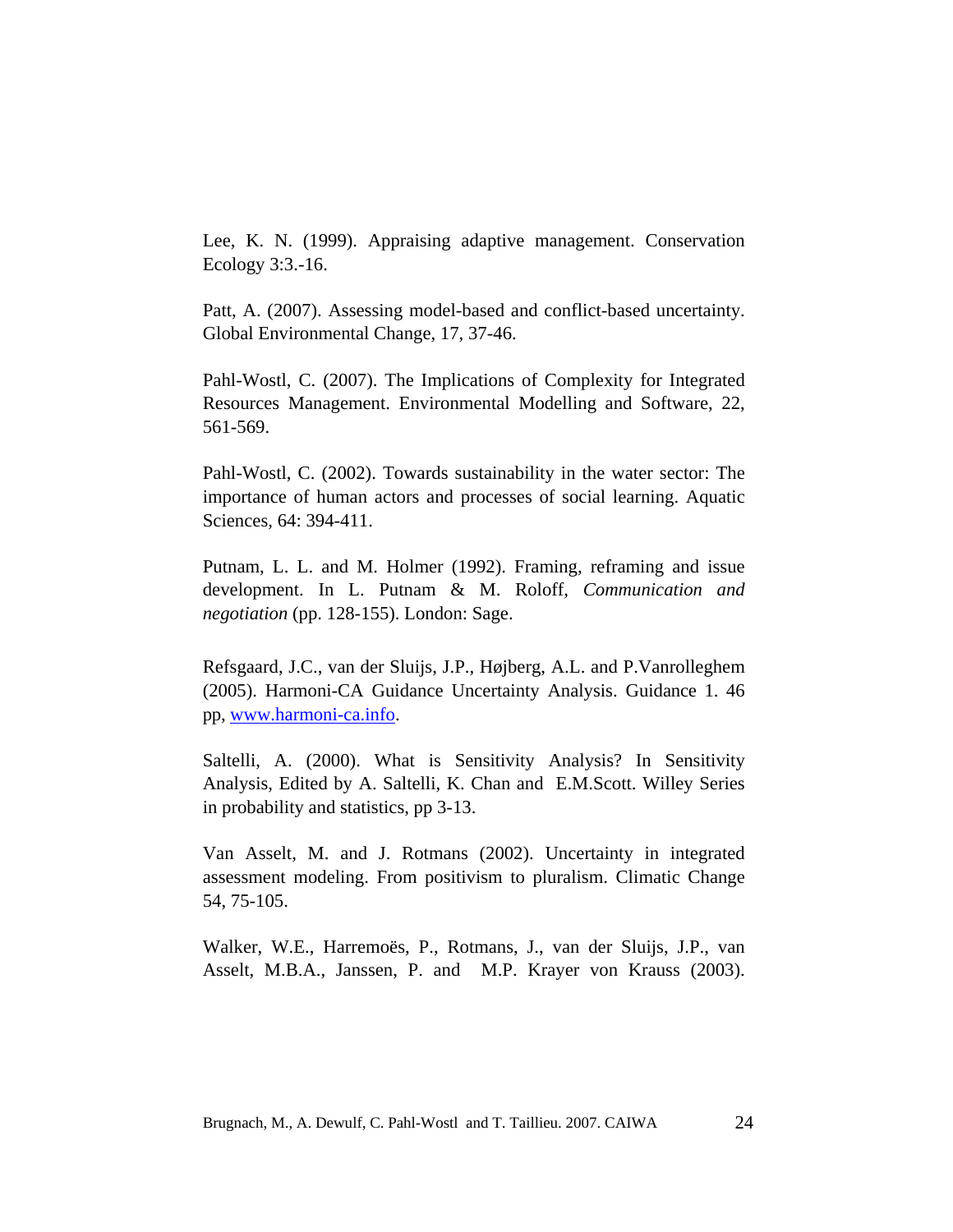Lee, K. N. (1999). Appraising adaptive management. Conservation Ecology 3:3.-16.

Patt, A. (2007). Assessing model-based and conflict-based uncertainty. Global Environmental Change, 17, 37-46.

Pahl-Wostl, C. (2007). The Implications of Complexity for Integrated Resources Management. Environmental Modelling and Software, 22, 561-569.

Pahl-Wostl, C. (2002). Towards sustainability in the water sector: The importance of human actors and processes of social learning. Aquatic Sciences, 64: 394-411.

Putnam, L. L. and M. Holmer (1992). Framing, reframing and issue development. In L. Putnam & M. Roloff, *Communication and negotiation* (pp. 128-155). London: Sage.

Refsgaard, J.C., van der Sluijs, J.P., Højberg, A.L. and P.Vanrolleghem (2005). Harmoni-CA Guidance Uncertainty Analysis. Guidance 1. 46 pp, [www.harmoni-ca.info](www.harmoni-ca.info).

Saltelli, A. (2000). What is Sensitivity Analysis? In Sensitivity Analysis, Edited by A. Saltelli, K. Chan and E.M.Scott. Willey Series in probability and statistics, pp 3-13.

Van Asselt, M. and J. Rotmans (2002). Uncertainty in integrated assessment modeling. From positivism to pluralism. Climatic Change 54, 75-105.

Walker, W.E., Harremoës, P., Rotmans, J., van der Sluijs, J.P., van Asselt, M.B.A., Janssen, P. and M.P. Krayer von Krauss (2003).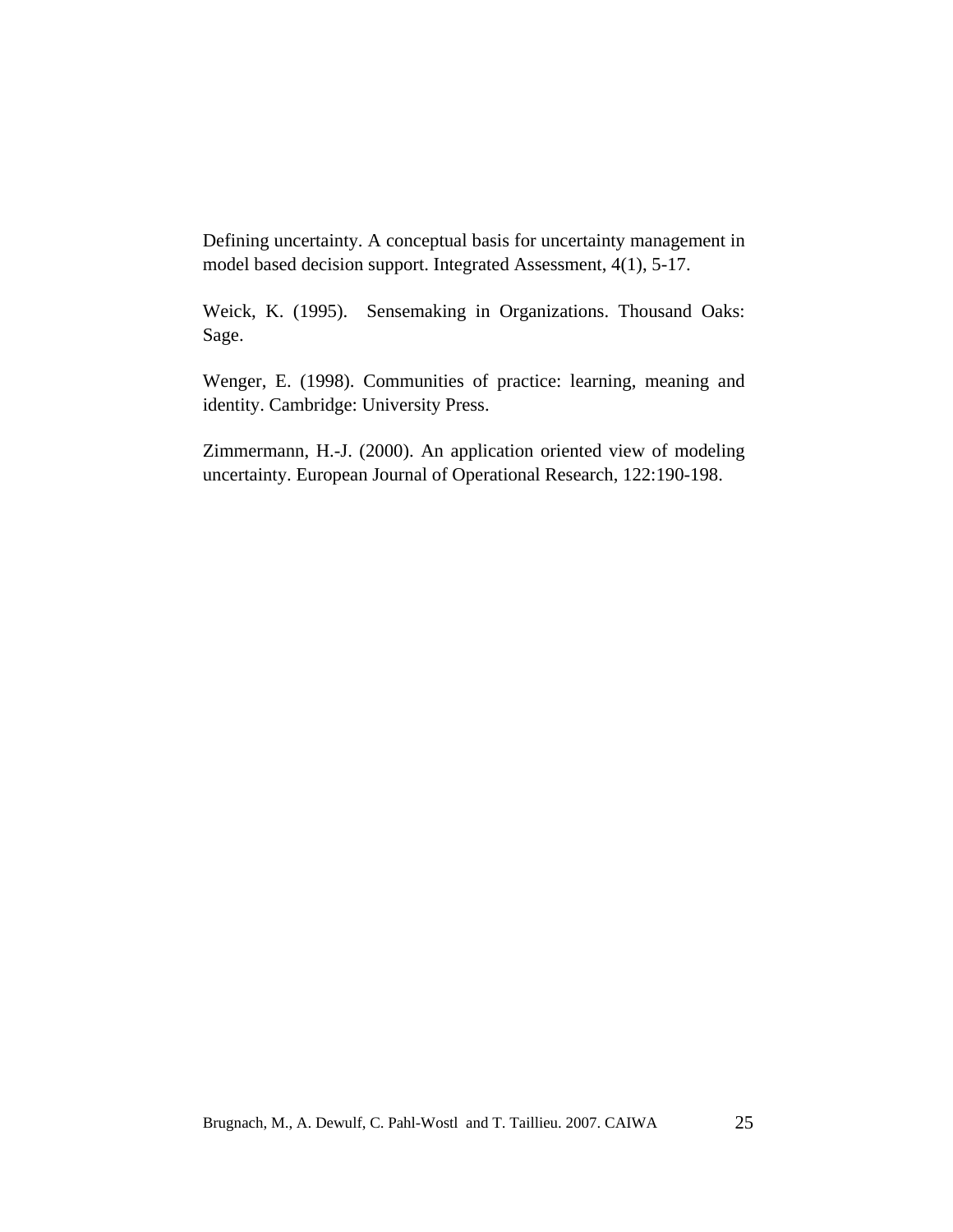Defining uncertainty. A conceptual basis for uncertainty management in model based decision support. Integrated Assessment, 4(1), 5-17.

Weick, K. (1995). Sensemaking in Organizations. Thousand Oaks: Sage.

Wenger, E. (1998). Communities of practice: learning, meaning and identity. Cambridge: University Press.

Zimmermann, H.-J. (2000). An application oriented view of modeling uncertainty. European Journal of Operational Research, 122:190-198.